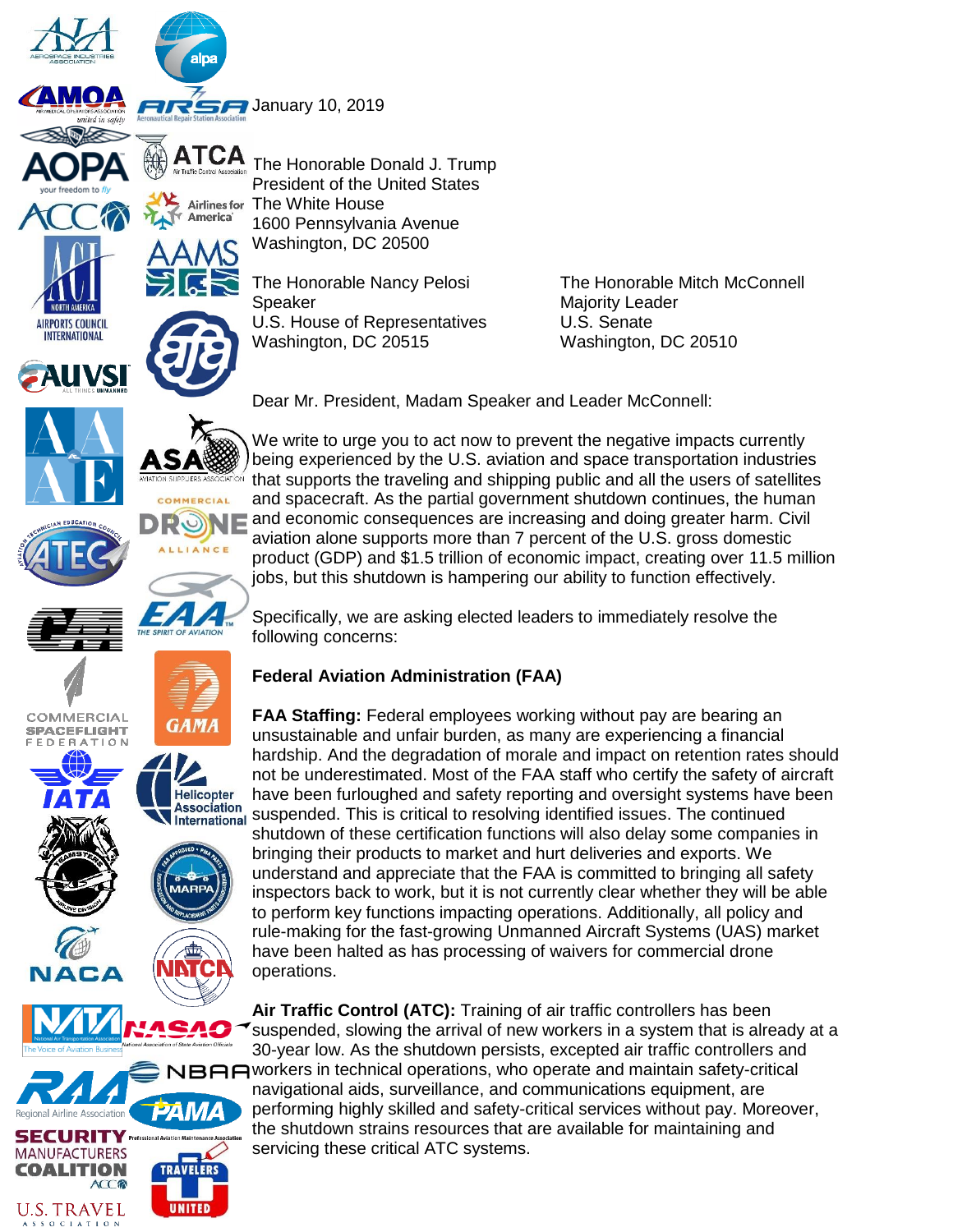January 10, 2019

The Honorable Donald J. Trump
President of the United States
The White House
1600 Pennsylvania Avenue
Washington, DC 20500

The Honorable Nancy Pelosi
Speaker
U.S. House of Representatives
Washington, DC 20515

The Honorable Mitch McConnell
Majority Leader
U.S. Senate
Washington, DC 20510

Dear Mr. President, Madam Speaker and Leader McConnell:

We write to urge you to act now to prevent the negative impacts currently being experienced by the U.S. aviation and space transportation industries that supports the traveling and shipping public and all the users of satellites and spacecraft. As the partial government shutdown continues, the human and economic consequences are increasing and doing greater harm. Civil aviation alone supports more than 7 percent of the U.S. gross domestic product (GDP) and $1.5 trillion of economic impact, creating over 11.5 million jobs, but this shutdown is hampering our ability to function effectively.

Specifically, we are asking elected leaders to immediately resolve the following concerns:

**Federal Aviation Administration (FAA)**

**FAA Staffing:** Federal employees working without pay are bearing an unsustainable and unfair burden, as many are experiencing a financial hardship. And the degradation of morale and impact on retention rates should not be underestimated. Most of the FAA staff who certify the safety of aircraft have been furloughed and safety reporting and oversight systems have been suspended. This is critical to resolving identified issues. The continued shutdown of these certification functions will also delay some companies in bringing their products to market and hurt deliveries and exports. We understand and appreciate that the FAA is committed to bringing all safety inspectors back to work, but it is not currently clear whether they will be able to perform key functions impacting operations. Additionally, all policy and rule-making for the fast-growing Unmanned Aircraft Systems (UAS) market have been halted as has processing of waivers for commercial drone operations.

**Air Traffic Control (ATC):** Training of air traffic controllers has been suspended, slowing the arrival of new workers in a system that is already at a 30-year low. As the shutdown persists, excepted air traffic controllers and workers in technical operations, who operate and maintain safety-critical navigational aids, surveillance, and communications equipment, are performing highly skilled and safety-critical services without pay. Moreover, the shutdown strains resources that are available for maintaining and servicing these critical ATC systems.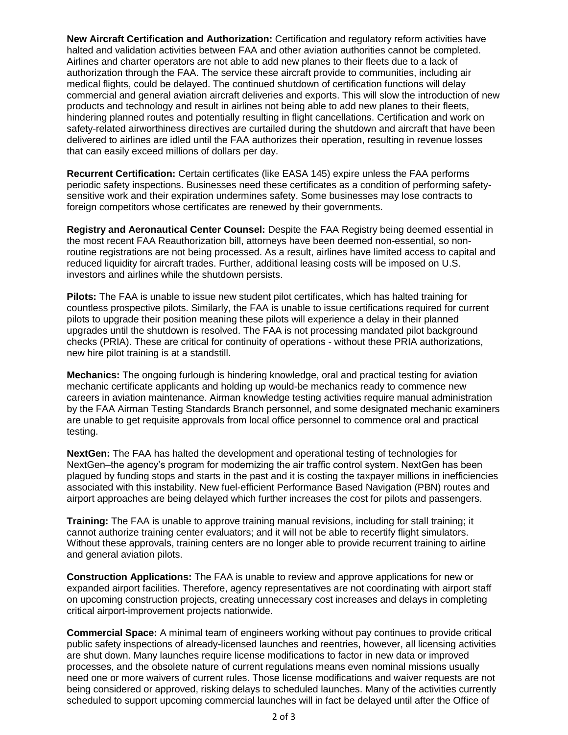**New Aircraft Certification and Authorization:** Certification and regulatory reform activities have halted and validation activities between FAA and other aviation authorities cannot be completed. Airlines and charter operators are not able to add new planes to their fleets due to a lack of authorization through the FAA. The service these aircraft provide to communities, including air medical flights, could be delayed. The continued shutdown of certification functions will delay commercial and general aviation aircraft deliveries and exports. This will slow the introduction of new products and technology and result in airlines not being able to add new planes to their fleets, hindering planned routes and potentially resulting in flight cancellations. Certification and work on safety-related airworthiness directives are curtailed during the shutdown and aircraft that have been delivered to airlines are idled until the FAA authorizes their operation, resulting in revenue losses that can easily exceed millions of dollars per day.

**Recurrent Certification:** Certain certificates (like EASA 145) expire unless the FAA performs periodic safety inspections. Businesses need these certificates as a condition of performing safety-sensitive work and their expiration undermines safety. Some businesses may lose contracts to foreign competitors whose certificates are renewed by their governments.

**Registry and Aeronautical Center Counsel:** Despite the FAA Registry being deemed essential in the most recent FAA Reauthorization bill, attorneys have been deemed non-essential, so non-routine registrations are not being processed. As a result, airlines have limited access to capital and reduced liquidity for aircraft trades. Further, additional leasing costs will be imposed on U.S. investors and airlines while the shutdown persists.

**Pilots:** The FAA is unable to issue new student pilot certificates, which has halted training for countless prospective pilots. Similarly, the FAA is unable to issue certifications required for current pilots to upgrade their position meaning these pilots will experience a delay in their planned upgrades until the shutdown is resolved. The FAA is not processing mandated pilot background checks (PRIA). These are critical for continuity of operations - without these PRIA authorizations, new hire pilot training is at a standstill.

**Mechanics:** The ongoing furlough is hindering knowledge, oral and practical testing for aviation mechanic certificate applicants and holding up would-be mechanics ready to commence new careers in aviation maintenance. Airman knowledge testing activities require manual administration by the FAA Airman Testing Standards Branch personnel, and some designated mechanic examiners are unable to get requisite approvals from local office personnel to commence oral and practical testing.

**NextGen:** The FAA has halted the development and operational testing of technologies for NextGen–the agency's program for modernizing the air traffic control system. NextGen has been plagued by funding stops and starts in the past and it is costing the taxpayer millions in inefficiencies associated with this instability. New fuel-efficient Performance Based Navigation (PBN) routes and airport approaches are being delayed which further increases the cost for pilots and passengers.

**Training:** The FAA is unable to approve training manual revisions, including for stall training; it cannot authorize training center evaluators; and it will not be able to recertify flight simulators. Without these approvals, training centers are no longer able to provide recurrent training to airline and general aviation pilots.

**Construction Applications:** The FAA is unable to review and approve applications for new or expanded airport facilities. Therefore, agency representatives are not coordinating with airport staff on upcoming construction projects, creating unnecessary cost increases and delays in completing critical airport-improvement projects nationwide.

**Commercial Space:** A minimal team of engineers working without pay continues to provide critical public safety inspections of already-licensed launches and reentries, however, all licensing activities are shut down. Many launches require license modifications to factor in new data or improved processes, and the obsolete nature of current regulations means even nominal missions usually need one or more waivers of current rules. Those license modifications and waiver requests are not being considered or approved, risking delays to scheduled launches. Many of the activities currently scheduled to support upcoming commercial launches will in fact be delayed until after the Office of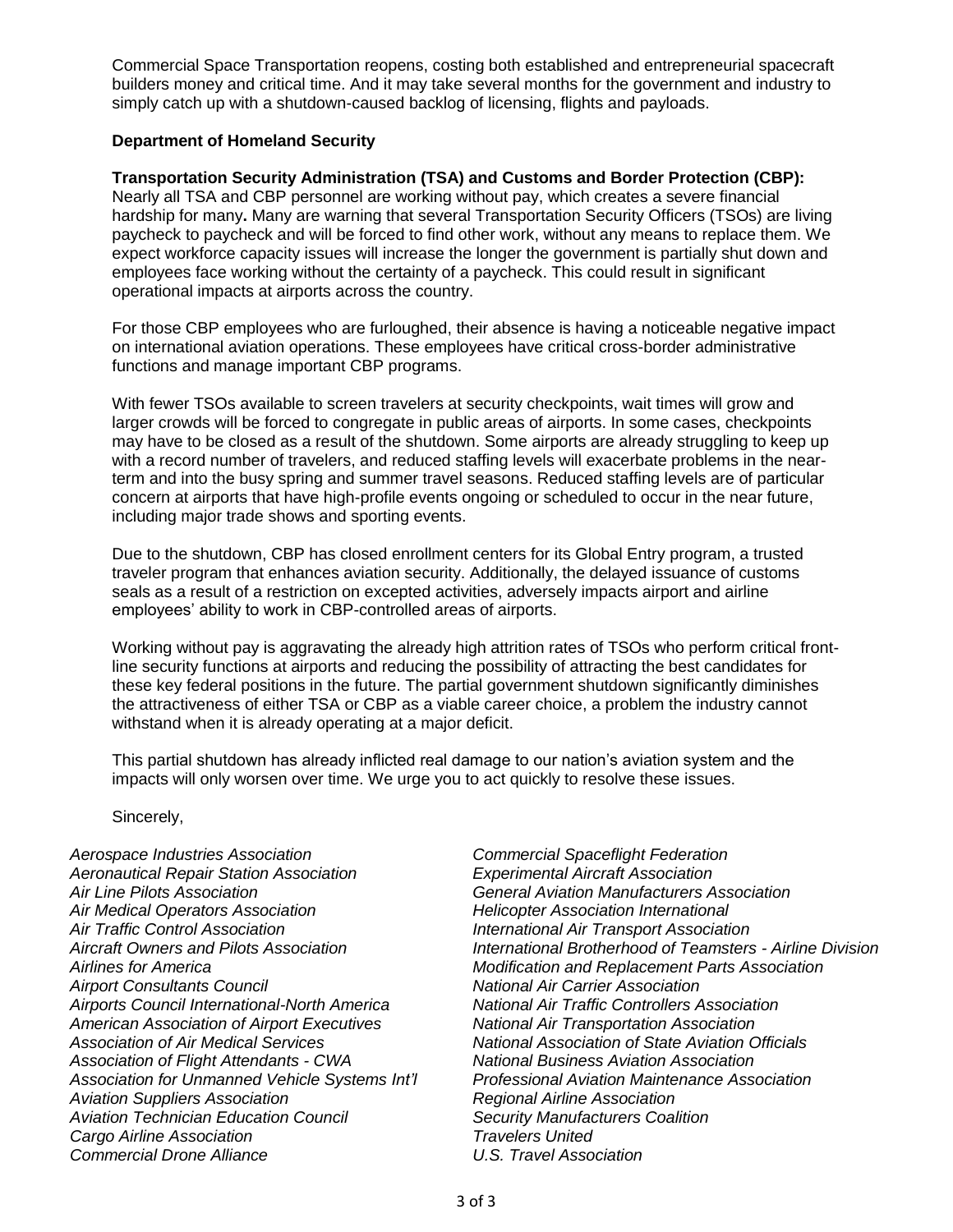Commercial Space Transportation reopens, costing both established and entrepreneurial spacecraft builders money and critical time. And it may take several months for the government and industry to simply catch up with a shutdown-caused backlog of licensing, flights and payloads.

**Department of Homeland Security**

**Transportation Security Administration (TSA) and Customs and Border Protection (CBP):** Nearly all TSA and CBP personnel are working without pay, which creates a severe financial hardship for many**.** Many are warning that several Transportation Security Officers (TSOs) are living paycheck to paycheck and will be forced to find other work, without any means to replace them. We expect workforce capacity issues will increase the longer the government is partially shut down and employees face working without the certainty of a paycheck. This could result in significant operational impacts at airports across the country.

For those CBP employees who are furloughed, their absence is having a noticeable negative impact on international aviation operations. These employees have critical cross-border administrative functions and manage important CBP programs.

With fewer TSOs available to screen travelers at security checkpoints, wait times will grow and larger crowds will be forced to congregate in public areas of airports. In some cases, checkpoints may have to be closed as a result of the shutdown. Some airports are already struggling to keep up with a record number of travelers, and reduced staffing levels will exacerbate problems in the near-term and into the busy spring and summer travel seasons. Reduced staffing levels are of particular concern at airports that have high-profile events ongoing or scheduled to occur in the near future, including major trade shows and sporting events.

Due to the shutdown, CBP has closed enrollment centers for its Global Entry program, a trusted traveler program that enhances aviation security. Additionally, the delayed issuance of customs seals as a result of a restriction on excepted activities, adversely impacts airport and airline employees' ability to work in CBP-controlled areas of airports.

Working without pay is aggravating the already high attrition rates of TSOs who perform critical front-line security functions at airports and reducing the possibility of attracting the best candidates for these key federal positions in the future. The partial government shutdown significantly diminishes the attractiveness of either TSA or CBP as a viable career choice, a problem the industry cannot withstand when it is already operating at a major deficit.

This partial shutdown has already inflicted real damage to our nation's aviation system and the impacts will only worsen over time. We urge you to act quickly to resolve these issues.

Sincerely,

*Aerospace Industries Association*
*Aeronautical Repair Station Association*
*Air Line Pilots Association*
*Air Medical Operators Association*
*Air Traffic Control Association*
*Aircraft Owners and Pilots Association*
*Airlines for America*
*Airport Consultants Council*
*Airports Council International-North America*
*American Association of Airport Executives*
*Association of Air Medical Services*
*Association of Flight Attendants - CWA*
*Association for Unmanned Vehicle Systems Int'l*
*Aviation Suppliers Association*
*Aviation Technician Education Council*
*Cargo Airline Association*
*Commercial Drone Alliance*
*Commercial Spaceflight Federation*
*Experimental Aircraft Association*
*General Aviation Manufacturers Association*
*Helicopter Association International*
*International Air Transport Association*
*International Brotherhood of Teamsters - Airline Division*
*Modification and Replacement Parts Association*
*National Air Carrier Association*
*National Air Traffic Controllers Association*
*National Air Transportation Association*
*National Association of State Aviation Officials*
*National Business Aviation Association*
*Professional Aviation Maintenance Association*
*Regional Airline Association*
*Security Manufacturers Coalition*
*Travelers United*
*U.S. Travel Association*